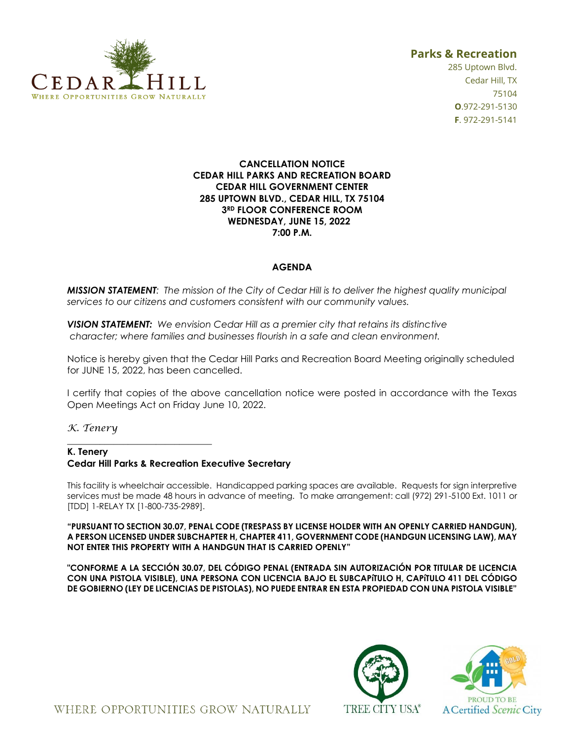CEDAR HILL
WHERE OPPORTUNITIES GROW NATURALLY

**Parks & Recreation**
285 Uptown Blvd.
Cedar Hill, TX
75104
**O**.972-291-5130
**F**. 972-291-5141

**CANCELLATION NOTICE**
**CEDAR HILL PARKS AND RECREATION BOARD**
**CEDAR HILL GOVERNMENT CENTER**
**285 UPTOWN BLVD., CEDAR HILL, TX 75104**
**3RD FLOOR CONFERENCE ROOM**
**WEDNESDAY, JUNE 15, 2022**
**7:00 P.M.**

**AGENDA**

***MISSION STATEMENT**: The mission of the City of Cedar Hill is to deliver the highest quality municipal services to our citizens and customers consistent with our community values.*

***VISION STATEMENT:** We envision Cedar Hill as a premier city that retains its distinctive character; where families and businesses flourish in a safe and clean environment.*

Notice is hereby given that the Cedar Hill Parks and Recreation Board Meeting originally scheduled for JUNE 15, 2022, has been cancelled.

I certify that copies of the above cancellation notice were posted in accordance with the Texas Open Meetings Act on Friday June 10, 2022.

*K. Tenery*
\_\_\_\_\_\_\_\_\_\_\_\_\_\_\_\_\_\_\_\_\_\_\_\_\_\_\_\_\_\_
**K. Tenery**
**Cedar Hill Parks & Recreation Executive Secretary**

This facility is wheelchair accessible. Handicapped parking spaces are available. Requests for sign interpretive services must be made 48 hours in advance of meeting. To make arrangement: call (972) 291-5100 Ext. 1011 or [TDD] 1-RELAY TX [1-800-735-2989].

**"PURSUANT TO SECTION 30.07, PENAL CODE (TRESPASS BY LICENSE HOLDER WITH AN OPENLY CARRIED HANDGUN), A PERSON LICENSED UNDER SUBCHAPTER H, CHAPTER 411, GOVERNMENT CODE (HANDGUN LICENSING LAW), MAY NOT ENTER THIS PROPERTY WITH A HANDGUN THAT IS CARRIED OPENLY"**

**"CONFORME A LA SECCIÓN 30.07, DEL CÓDIGO PENAL (ENTRADA SIN AUTORIZACIÓN POR TITULAR DE LICENCIA CON UNA PISTOLA VISIBLE), UNA PERSONA CON LICENCIA BAJO EL SUBCAPíTULO H, CAPíTULO 411 DEL CÓDIGO DE GOBIERNO (LEY DE LICENCIAS DE PISTOLAS), NO PUEDE ENTRAR EN ESTA PROPIEDAD CON UNA PISTOLA VISIBLE"**

WHERE OPPORTUNITIES GROW NATURALLY

TREE CITY USA®

PROUD TO BE A Certified *Scenic* City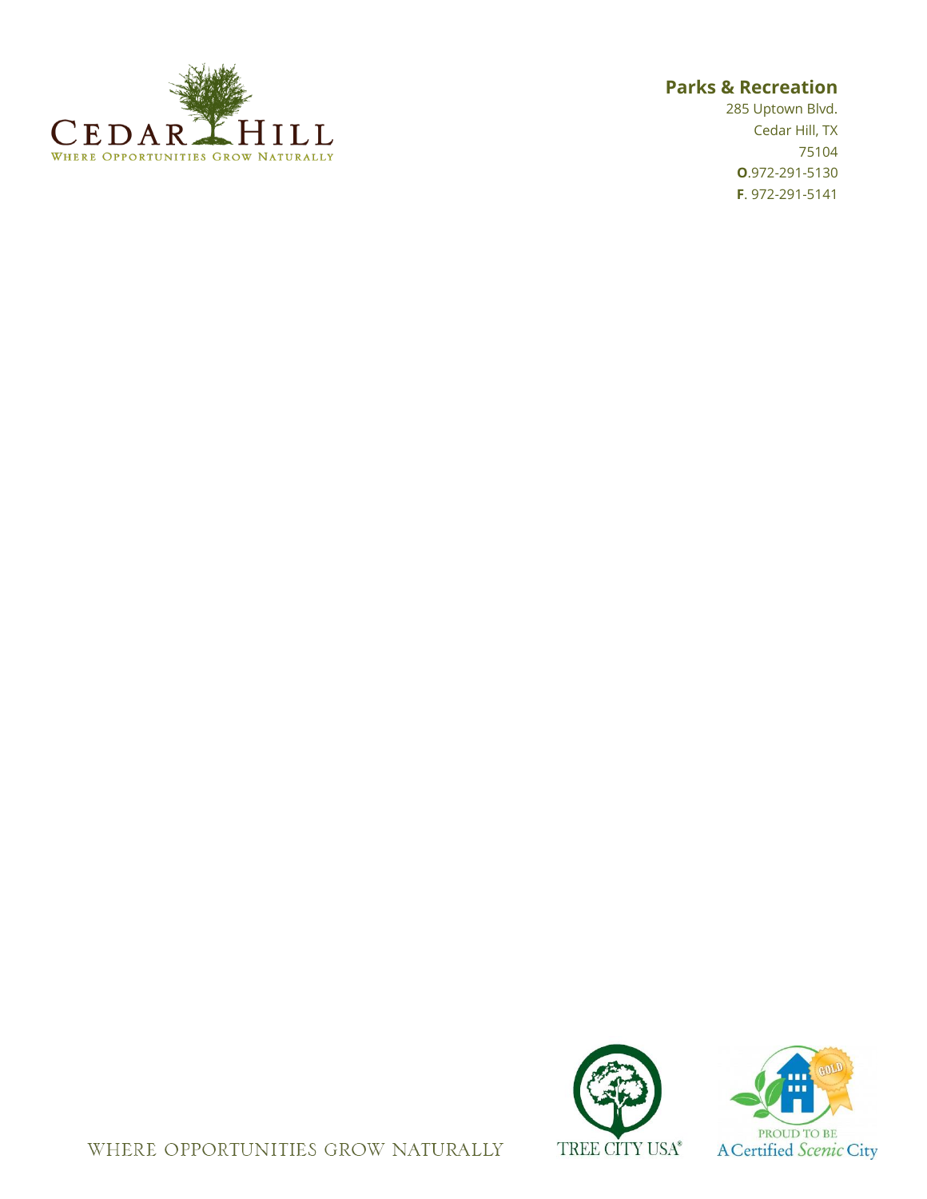CEDAR HILL
WHERE OPPORTUNITIES GROW NATURALLY

**Parks & Recreation**
285 Uptown Blvd.
Cedar Hill, TX
75104
**O**.972-291-5130
**F**. 972-291-5141

WHERE OPPORTUNITIES GROW NATURALLY

TREE CITY USA®

PROUD TO BE
A Certified *Scenic* City